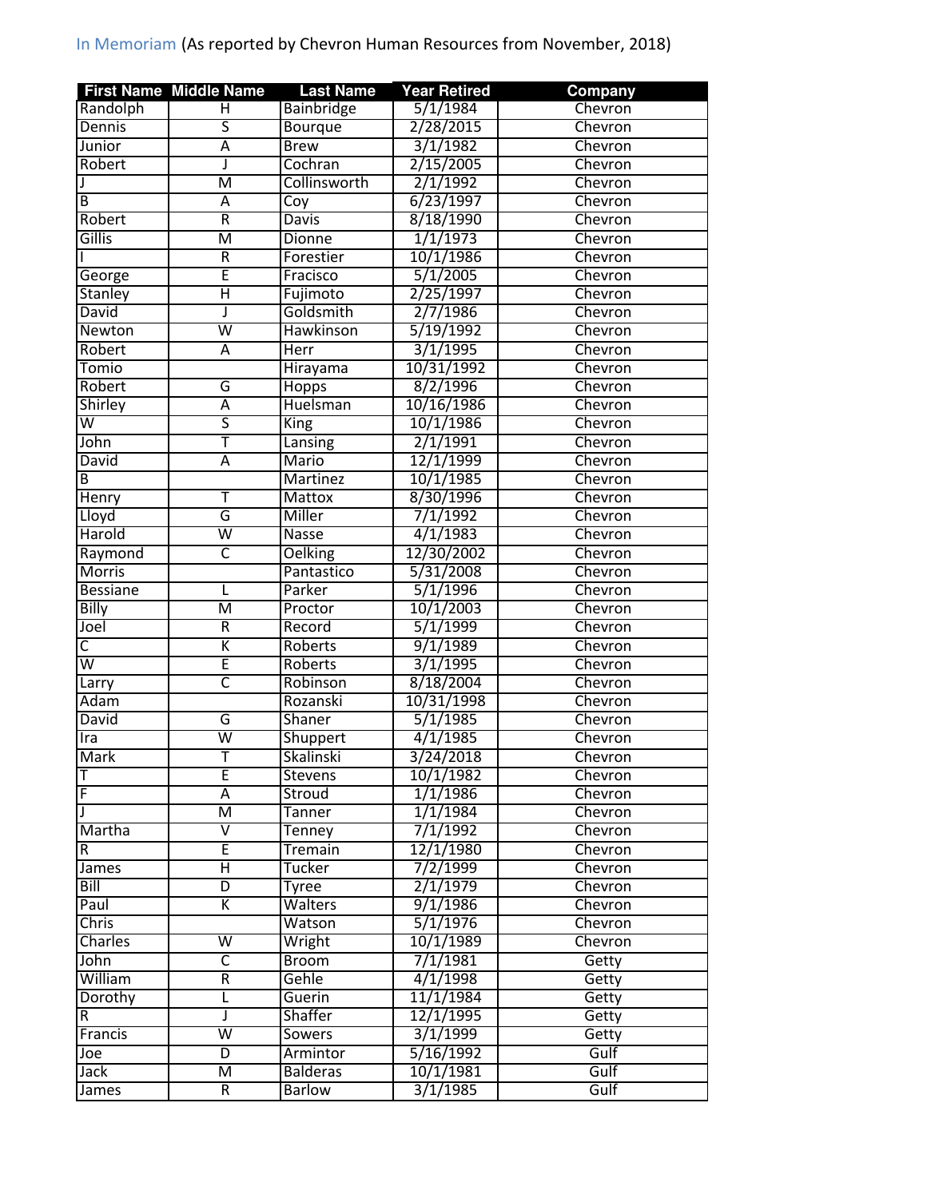In Memoriam (As reported by Chevron Human Resources from November, 2018)

| First Name | Middle Name | Last Name | Year Retired | Company |
|---|---|---|---|---|
| Randolph | H | Bainbridge | 5/1/1984 | Chevron |
| Dennis | S | Bourque | 2/28/2015 | Chevron |
| Junior | A | Brew | 3/1/1982 | Chevron |
| Robert | J | Cochran | 2/15/2005 | Chevron |
| J | M | Collinsworth | 2/1/1992 | Chevron |
| B | A | Coy | 6/23/1997 | Chevron |
| Robert | R | Davis | 8/18/1990 | Chevron |
| Gillis | M | Dionne | 1/1/1973 | Chevron |
| I | R | Forestier | 10/1/1986 | Chevron |
| George | E | Fracisco | 5/1/2005 | Chevron |
| Stanley | H | Fujimoto | 2/25/1997 | Chevron |
| David | J | Goldsmith | 2/7/1986 | Chevron |
| Newton | W | Hawkinson | 5/19/1992 | Chevron |
| Robert | A | Herr | 3/1/1995 | Chevron |
| Tomio | | Hirayama | 10/31/1992 | Chevron |
| Robert | G | Hopps | 8/2/1996 | Chevron |
| Shirley | A | Huelsman | 10/16/1986 | Chevron |
| W | S | King | 10/1/1986 | Chevron |
| John | T | Lansing | 2/1/1991 | Chevron |
| David | A | Mario | 12/1/1999 | Chevron |
| B | | Martinez | 10/1/1985 | Chevron |
| Henry | T | Mattox | 8/30/1996 | Chevron |
| Lloyd | G | Miller | 7/1/1992 | Chevron |
| Harold | W | Nasse | 4/1/1983 | Chevron |
| Raymond | C | Oelking | 12/30/2002 | Chevron |
| Morris | | Pantastico | 5/31/2008 | Chevron |
| Bessiane | L | Parker | 5/1/1996 | Chevron |
| Billy | M | Proctor | 10/1/2003 | Chevron |
| Joel | R | Record | 5/1/1999 | Chevron |
| C | K | Roberts | 9/1/1989 | Chevron |
| W | E | Roberts | 3/1/1995 | Chevron |
| Larry | C | Robinson | 8/18/2004 | Chevron |
| Adam | | Rozanski | 10/31/1998 | Chevron |
| David | G | Shaner | 5/1/1985 | Chevron |
| Ira | W | Shuppert | 4/1/1985 | Chevron |
| Mark | T | Skalinski | 3/24/2018 | Chevron |
| T | E | Stevens | 10/1/1982 | Chevron |
| F | A | Stroud | 1/1/1986 | Chevron |
| J | M | Tanner | 1/1/1984 | Chevron |
| Martha | V | Tenney | 7/1/1992 | Chevron |
| R | E | Tremain | 12/1/1980 | Chevron |
| James | H | Tucker | 7/2/1999 | Chevron |
| Bill | D | Tyree | 2/1/1979 | Chevron |
| Paul | K | Walters | 9/1/1986 | Chevron |
| Chris | | Watson | 5/1/1976 | Chevron |
| Charles | W | Wright | 10/1/1989 | Chevron |
| John | C | Broom | 7/1/1981 | Getty |
| William | R | Gehle | 4/1/1998 | Getty |
| Dorothy | L | Guerin | 11/1/1984 | Getty |
| R | J | Shaffer | 12/1/1995 | Getty |
| Francis | W | Sowers | 3/1/1999 | Getty |
| Joe | D | Armintor | 5/16/1992 | Gulf |
| Jack | M | Balderas | 10/1/1981 | Gulf |
| James | R | Barlow | 3/1/1985 | Gulf |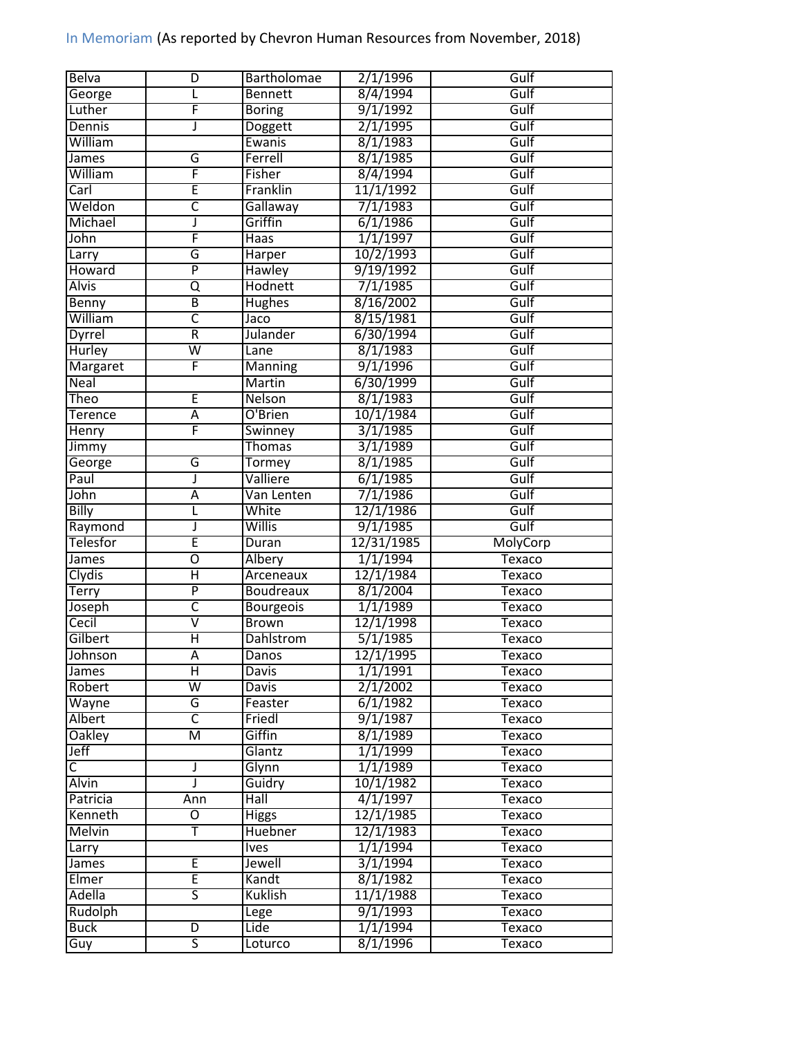In Memoriam (As reported by Chevron Human Resources from November, 2018)

| | | | | |
|---|---|---|---|---|
| Belva | D | Bartholomae | 2/1/1996 | Gulf |
| George | L | Bennett | 8/4/1994 | Gulf |
| Luther | F | Boring | 9/1/1992 | Gulf |
| Dennis | J | Doggett | 2/1/1995 | Gulf |
| William | | Ewanis | 8/1/1983 | Gulf |
| James | G | Ferrell | 8/1/1985 | Gulf |
| William | F | Fisher | 8/4/1994 | Gulf |
| Carl | E | Franklin | 11/1/1992 | Gulf |
| Weldon | C | Gallaway | 7/1/1983 | Gulf |
| Michael | J | Griffin | 6/1/1986 | Gulf |
| John | F | Haas | 1/1/1997 | Gulf |
| Larry | G | Harper | 10/2/1993 | Gulf |
| Howard | P | Hawley | 9/19/1992 | Gulf |
| Alvis | Q | Hodnett | 7/1/1985 | Gulf |
| Benny | B | Hughes | 8/16/2002 | Gulf |
| William | C | Jaco | 8/15/1981 | Gulf |
| Dyrrel | R | Julander | 6/30/1994 | Gulf |
| Hurley | W | Lane | 8/1/1983 | Gulf |
| Margaret | F | Manning | 9/1/1996 | Gulf |
| Neal | | Martin | 6/30/1999 | Gulf |
| Theo | E | Nelson | 8/1/1983 | Gulf |
| Terence | A | O'Brien | 10/1/1984 | Gulf |
| Henry | F | Swinney | 3/1/1985 | Gulf |
| Jimmy | | Thomas | 3/1/1989 | Gulf |
| George | G | Tormey | 8/1/1985 | Gulf |
| Paul | J | Valliere | 6/1/1985 | Gulf |
| John | A | Van Lenten | 7/1/1986 | Gulf |
| Billy | L | White | 12/1/1986 | Gulf |
| Raymond | J | Willis | 9/1/1985 | Gulf |
| Telesfor | E | Duran | 12/31/1985 | MolyCorp |
| James | O | Albery | 1/1/1994 | Texaco |
| Clydis | H | Arceneaux | 12/1/1984 | Texaco |
| Terry | P | Boudreaux | 8/1/2004 | Texaco |
| Joseph | C | Bourgeois | 1/1/1989 | Texaco |
| Cecil | V | Brown | 12/1/1998 | Texaco |
| Gilbert | H | Dahlstrom | 5/1/1985 | Texaco |
| Johnson | A | Danos | 12/1/1995 | Texaco |
| James | H | Davis | 1/1/1991 | Texaco |
| Robert | W | Davis | 2/1/2002 | Texaco |
| Wayne | G | Feaster | 6/1/1982 | Texaco |
| Albert | C | Friedl | 9/1/1987 | Texaco |
| Oakley | M | Giffin | 8/1/1989 | Texaco |
| Jeff | | Glantz | 1/1/1999 | Texaco |
| C | J | Glynn | 1/1/1989 | Texaco |
| Alvin | J | Guidry | 10/1/1982 | Texaco |
| Patricia | Ann | Hall | 4/1/1997 | Texaco |
| Kenneth | O | Higgs | 12/1/1985 | Texaco |
| Melvin | T | Huebner | 12/1/1983 | Texaco |
| Larry | | Ives | 1/1/1994 | Texaco |
| James | E | Jewell | 3/1/1994 | Texaco |
| Elmer | E | Kandt | 8/1/1982 | Texaco |
| Adella | S | Kuklish | 11/1/1988 | Texaco |
| Rudolph | | Lege | 9/1/1993 | Texaco |
| Buck | D | Lide | 1/1/1994 | Texaco |
| Guy | S | Loturco | 8/1/1996 | Texaco |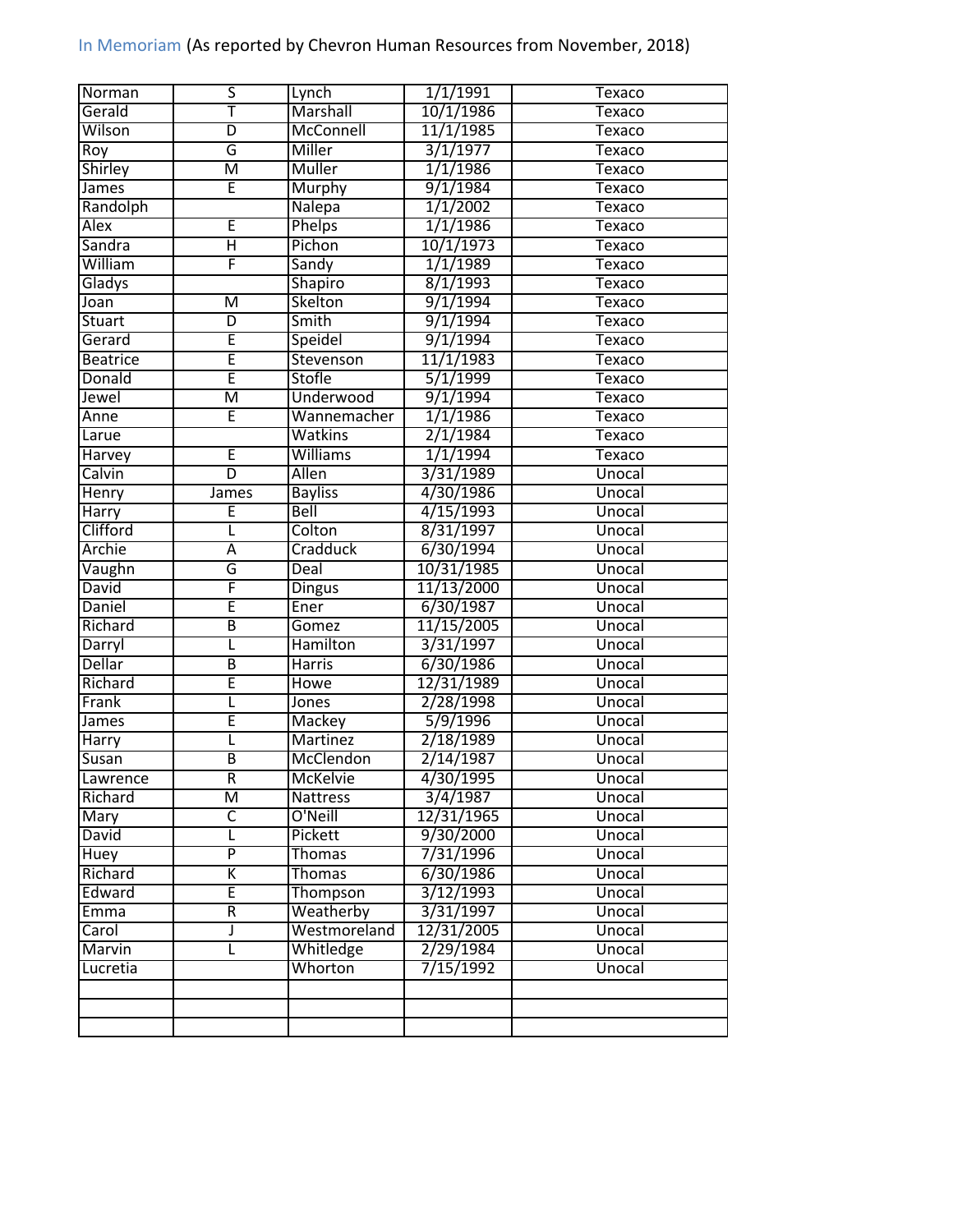In Memoriam (As reported by Chevron Human Resources from November, 2018)

| | | | | |
|---|---|---|---|---|
| Norman | S | Lynch | 1/1/1991 | Texaco |
| Gerald | T | Marshall | 10/1/1986 | Texaco |
| Wilson | D | McConnell | 11/1/1985 | Texaco |
| Roy | G | Miller | 3/1/1977 | Texaco |
| Shirley | M | Muller | 1/1/1986 | Texaco |
| James | E | Murphy | 9/1/1984 | Texaco |
| Randolph | | Nalepa | 1/1/2002 | Texaco |
| Alex | E | Phelps | 1/1/1986 | Texaco |
| Sandra | H | Pichon | 10/1/1973 | Texaco |
| William | F | Sandy | 1/1/1989 | Texaco |
| Gladys | | Shapiro | 8/1/1993 | Texaco |
| Joan | M | Skelton | 9/1/1994 | Texaco |
| Stuart | D | Smith | 9/1/1994 | Texaco |
| Gerard | E | Speidel | 9/1/1994 | Texaco |
| Beatrice | E | Stevenson | 11/1/1983 | Texaco |
| Donald | E | Stofle | 5/1/1999 | Texaco |
| Jewel | M | Underwood | 9/1/1994 | Texaco |
| Anne | E | Wannemacher | 1/1/1986 | Texaco |
| Larue | | Watkins | 2/1/1984 | Texaco |
| Harvey | E | Williams | 1/1/1994 | Texaco |
| Calvin | D | Allen | 3/31/1989 | Unocal |
| Henry | James | Bayliss | 4/30/1986 | Unocal |
| Harry | E | Bell | 4/15/1993 | Unocal |
| Clifford | L | Colton | 8/31/1997 | Unocal |
| Archie | A | Cradduck | 6/30/1994 | Unocal |
| Vaughn | G | Deal | 10/31/1985 | Unocal |
| David | F | Dingus | 11/13/2000 | Unocal |
| Daniel | E | Ener | 6/30/1987 | Unocal |
| Richard | B | Gomez | 11/15/2005 | Unocal |
| Darryl | L | Hamilton | 3/31/1997 | Unocal |
| Dellar | B | Harris | 6/30/1986 | Unocal |
| Richard | E | Howe | 12/31/1989 | Unocal |
| Frank | L | Jones | 2/28/1998 | Unocal |
| James | E | Mackey | 5/9/1996 | Unocal |
| Harry | L | Martinez | 2/18/1989 | Unocal |
| Susan | B | McClendon | 2/14/1987 | Unocal |
| Lawrence | R | McKelvie | 4/30/1995 | Unocal |
| Richard | M | Nattress | 3/4/1987 | Unocal |
| Mary | C | O'Neill | 12/31/1965 | Unocal |
| David | L | Pickett | 9/30/2000 | Unocal |
| Huey | P | Thomas | 7/31/1996 | Unocal |
| Richard | K | Thomas | 6/30/1986 | Unocal |
| Edward | E | Thompson | 3/12/1993 | Unocal |
| Emma | R | Weatherby | 3/31/1997 | Unocal |
| Carol | J | Westmoreland | 12/31/2005 | Unocal |
| Marvin | L | Whitledge | 2/29/1984 | Unocal |
| Lucretia | | Whorton | 7/15/1992 | Unocal |
| | | | | |
| | | | | |
| | | | | |